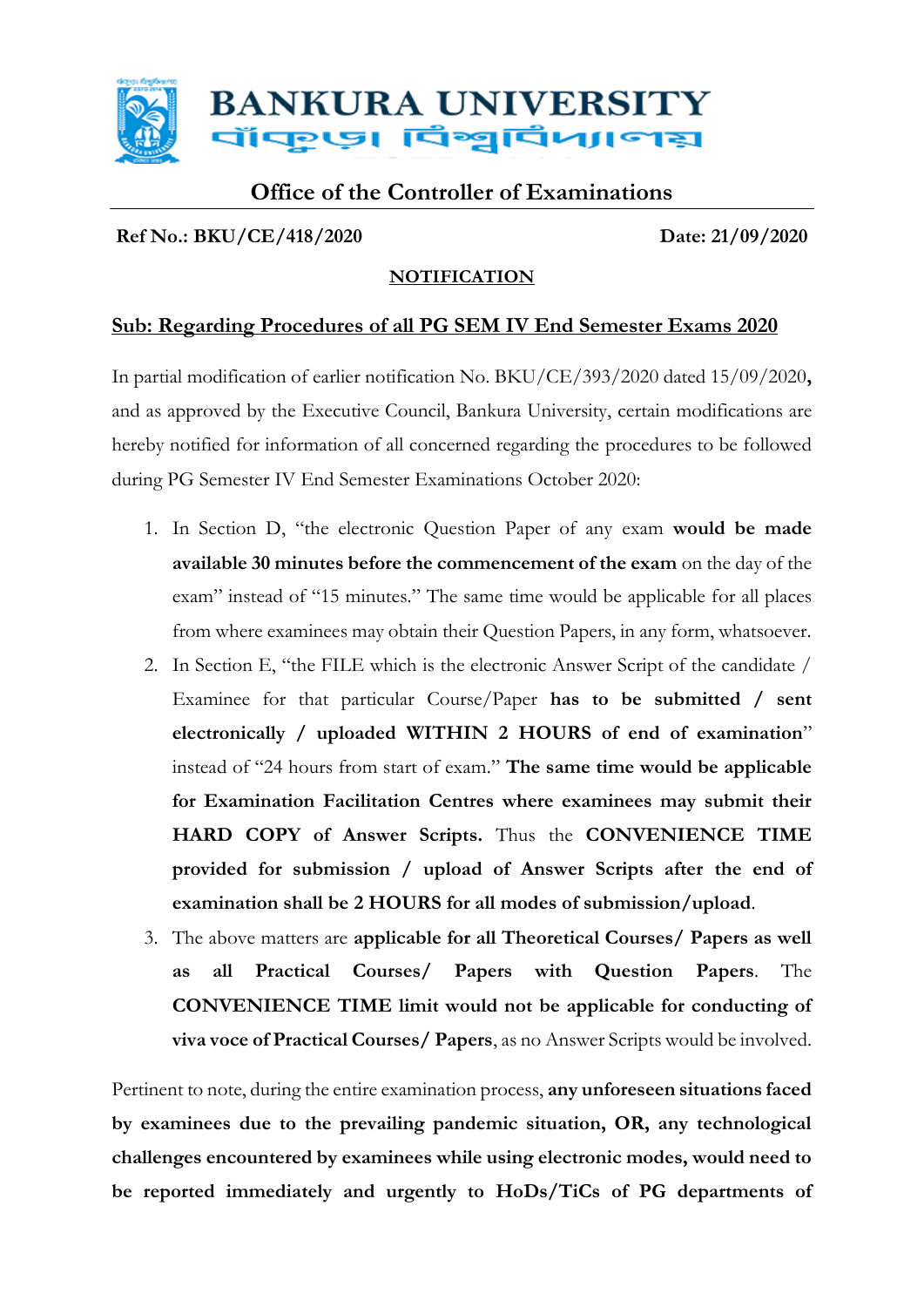# BANKURA UNIVERSITY
# বাঁকুড়া বিশ্ববিদ্যালয়

## Office of the Controller of Examinations

**Ref No.: BKU/CE/418/2020** **Date: 21/09/2020**

**NOTIFICATION**

**Sub: Regarding Procedures of all PG SEM IV End Semester Exams 2020**

In partial modification of earlier notification No. BKU/CE/393/2020 dated 15/09/2020**,** and as approved by the Executive Council, Bankura University, certain modifications are hereby notified for information of all concerned regarding the procedures to be followed during PG Semester IV End Semester Examinations October 2020:

1. In Section D, "the electronic Question Paper of any exam **would be made available 30 minutes before the commencement of the exam** on the day of the exam" instead of "15 minutes." The same time would be applicable for all places from where examinees may obtain their Question Papers, in any form, whatsoever.
2. In Section E, "the FILE which is the electronic Answer Script of the candidate / Examinee for that particular Course/Paper **has to be submitted / sent electronically / uploaded WITHIN 2 HOURS of end of examination**" instead of "24 hours from start of exam." **The same time would be applicable for Examination Facilitation Centres where examinees may submit their HARD COPY of Answer Scripts.** Thus the **CONVENIENCE TIME provided for submission / upload of Answer Scripts after the end of examination shall be 2 HOURS for all modes of submission/upload**.
3. The above matters are **applicable for all Theoretical Courses/ Papers as well as all Practical Courses/ Papers with Question Papers**. The **CONVENIENCE TIME limit would not be applicable for conducting of viva voce of Practical Courses/ Papers**, as no Answer Scripts would be involved.

Pertinent to note, during the entire examination process, **any unforeseen situations faced by examinees due to the prevailing pandemic situation, OR, any technological challenges encountered by examinees while using electronic modes, would need to be reported immediately and urgently to HoDs/TiCs of PG departments of**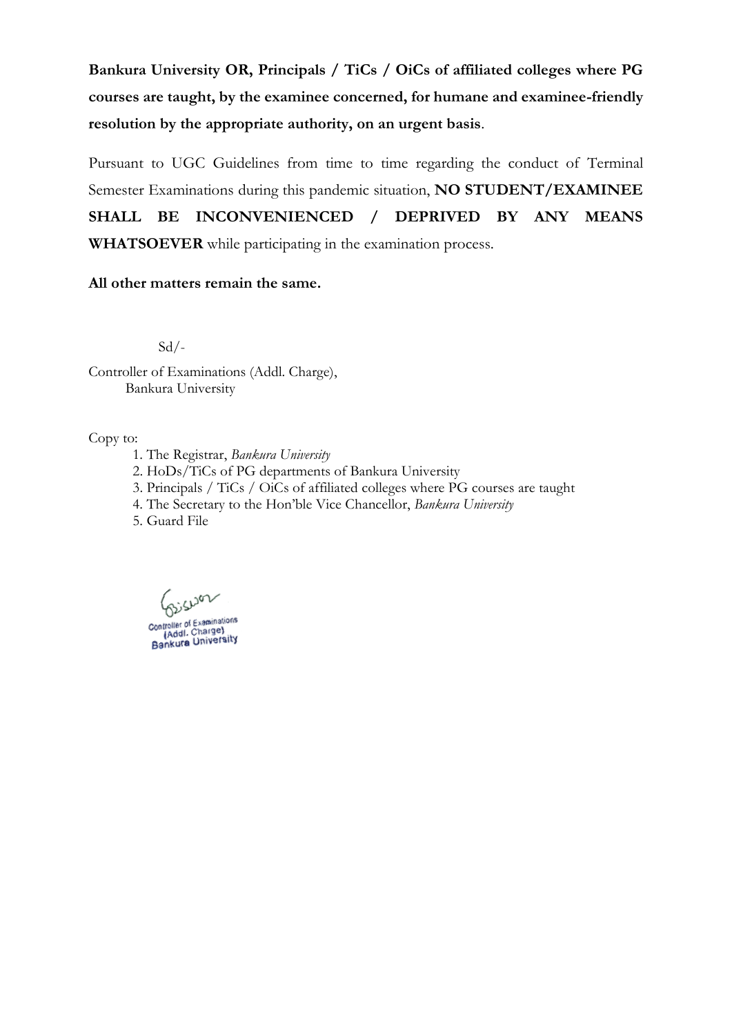**Bankura University OR, Principals / TiCs / OiCs of affiliated colleges where PG courses are taught, by the examinee concerned, for humane and examinee-friendly resolution by the appropriate authority, on an urgent basis**.

Pursuant to UGC Guidelines from time to time regarding the conduct of Terminal Semester Examinations during this pandemic situation, **NO STUDENT/EXAMINEE SHALL BE INCONVENIENCED / DEPRIVED BY ANY MEANS WHATSOEVER** while participating in the examination process.

**All other matters remain the same.**

Sd/-

Controller of Examinations (Addl. Charge),
Bankura University

Copy to:

1. The Registrar, *Bankura University*
2. HoDs/TiCs of PG departments of Bankura University
3. Principals / TiCs / OiCs of affiliated colleges where PG courses are taught
4. The Secretary to the Hon'ble Vice Chancellor, *Bankura University*
5. Guard File

Controller of Examinations
(Addl. Charge)
Bankura University